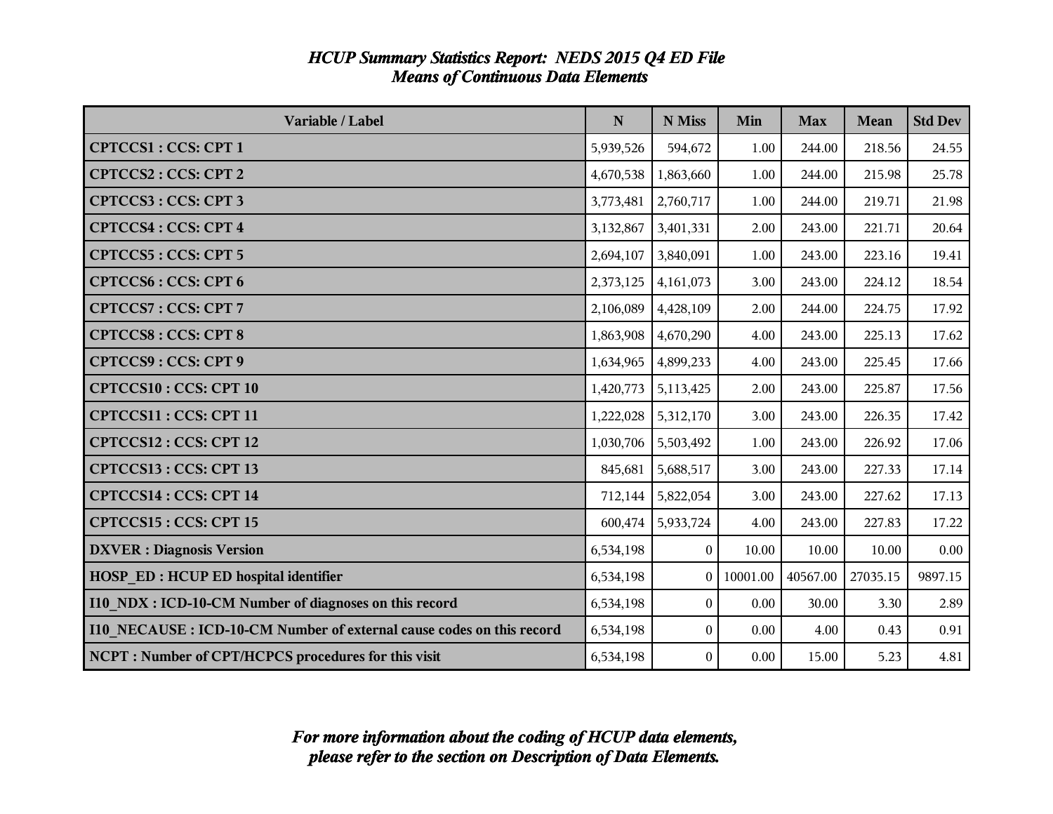# *HCUP Summary Statistics Report: NEDS 2015 Q4 ED File*
## *Means of Continuous Data Elements*

| Variable / Label | N | N Miss | Min | Max | Mean | Std Dev |
|---|---|---|---|---|---|---|
| **CPTCCS1 : CCS: CPT 1** | 5,939,526 | 594,672 | 1.00 | 244.00 | 218.56 | 24.55 |
| **CPTCCS2 : CCS: CPT 2** | 4,670,538 | 1,863,660 | 1.00 | 244.00 | 215.98 | 25.78 |
| **CPTCCS3 : CCS: CPT 3** | 3,773,481 | 2,760,717 | 1.00 | 244.00 | 219.71 | 21.98 |
| **CPTCCS4 : CCS: CPT 4** | 3,132,867 | 3,401,331 | 2.00 | 243.00 | 221.71 | 20.64 |
| **CPTCCS5 : CCS: CPT 5** | 2,694,107 | 3,840,091 | 1.00 | 243.00 | 223.16 | 19.41 |
| **CPTCCS6 : CCS: CPT 6** | 2,373,125 | 4,161,073 | 3.00 | 243.00 | 224.12 | 18.54 |
| **CPTCCS7 : CCS: CPT 7** | 2,106,089 | 4,428,109 | 2.00 | 244.00 | 224.75 | 17.92 |
| **CPTCCS8 : CCS: CPT 8** | 1,863,908 | 4,670,290 | 4.00 | 243.00 | 225.13 | 17.62 |
| **CPTCCS9 : CCS: CPT 9** | 1,634,965 | 4,899,233 | 4.00 | 243.00 | 225.45 | 17.66 |
| **CPTCCS10 : CCS: CPT 10** | 1,420,773 | 5,113,425 | 2.00 | 243.00 | 225.87 | 17.56 |
| **CPTCCS11 : CCS: CPT 11** | 1,222,028 | 5,312,170 | 3.00 | 243.00 | 226.35 | 17.42 |
| **CPTCCS12 : CCS: CPT 12** | 1,030,706 | 5,503,492 | 1.00 | 243.00 | 226.92 | 17.06 |
| **CPTCCS13 : CCS: CPT 13** | 845,681 | 5,688,517 | 3.00 | 243.00 | 227.33 | 17.14 |
| **CPTCCS14 : CCS: CPT 14** | 712,144 | 5,822,054 | 3.00 | 243.00 | 227.62 | 17.13 |
| **CPTCCS15 : CCS: CPT 15** | 600,474 | 5,933,724 | 4.00 | 243.00 | 227.83 | 17.22 |
| **DXVER : Diagnosis Version** | 6,534,198 | 0 | 10.00 | 10.00 | 10.00 | 0.00 |
| **HOSP_ED : HCUP ED hospital identifier** | 6,534,198 | 0 | 10001.00 | 40567.00 | 27035.15 | 9897.15 |
| **I10_NDX : ICD-10-CM Number of diagnoses on this record** | 6,534,198 | 0 | 0.00 | 30.00 | 3.30 | 2.89 |
| **I10_NECAUSE : ICD-10-CM Number of external cause codes on this record** | 6,534,198 | 0 | 0.00 | 4.00 | 0.43 | 0.91 |
| **NCPT : Number of CPT/HCPCS procedures for this visit** | 6,534,198 | 0 | 0.00 | 15.00 | 5.23 | 4.81 |

***For more information about the coding of HCUP data elements, please refer to the section on Description of Data Elements.***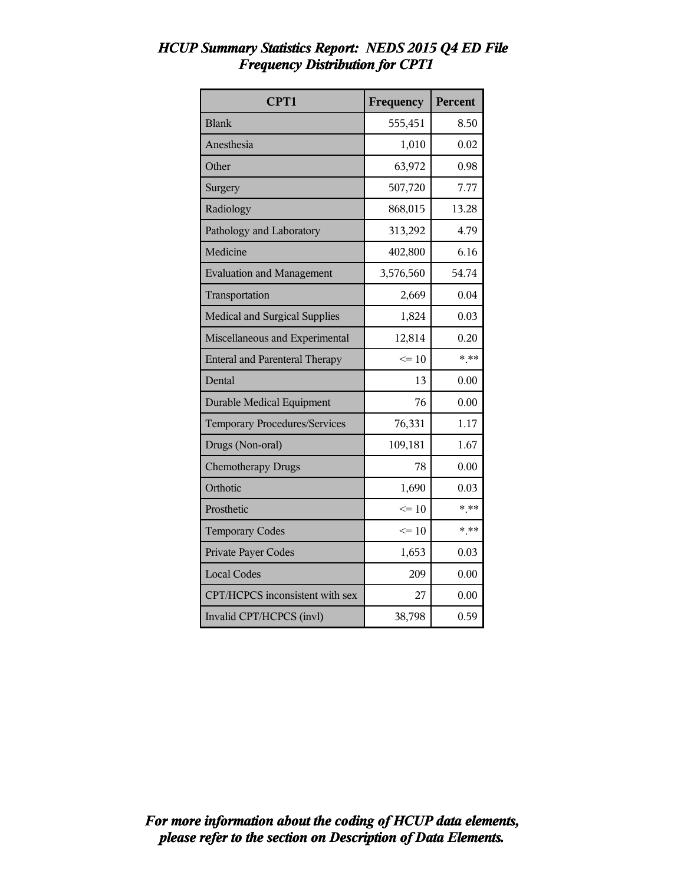# *HCUP Summary Statistics Report: NEDS 2015 Q4 ED File*
## *Frequency Distribution for CPT1*

| CPT1 | Frequency | Percent |
|---|---|---|
| Blank | 555,451 | 8.50 |
| Anesthesia | 1,010 | 0.02 |
| Other | 63,972 | 0.98 |
| Surgery | 507,720 | 7.77 |
| Radiology | 868,015 | 13.28 |
| Pathology and Laboratory | 313,292 | 4.79 |
| Medicine | 402,800 | 6.16 |
| Evaluation and Management | 3,576,560 | 54.74 |
| Transportation | 2,669 | 0.04 |
| Medical and Surgical Supplies | 1,824 | 0.03 |
| Miscellaneous and Experimental | 12,814 | 0.20 |
| Enteral and Parenteral Therapy | <= 10 | *.** |
| Dental | 13 | 0.00 |
| Durable Medical Equipment | 76 | 0.00 |
| Temporary Procedures/Services | 76,331 | 1.17 |
| Drugs (Non-oral) | 109,181 | 1.67 |
| Chemotherapy Drugs | 78 | 0.00 |
| Orthotic | 1,690 | 0.03 |
| Prosthetic | <= 10 | *.** |
| Temporary Codes | <= 10 | *.** |
| Private Payer Codes | 1,653 | 0.03 |
| Local Codes | 209 | 0.00 |
| CPT/HCPCS inconsistent with sex | 27 | 0.00 |
| Invalid CPT/HCPCS (invl) | 38,798 | 0.59 |

***For more information about the coding of HCUP data elements, please refer to the section on Description of Data Elements.***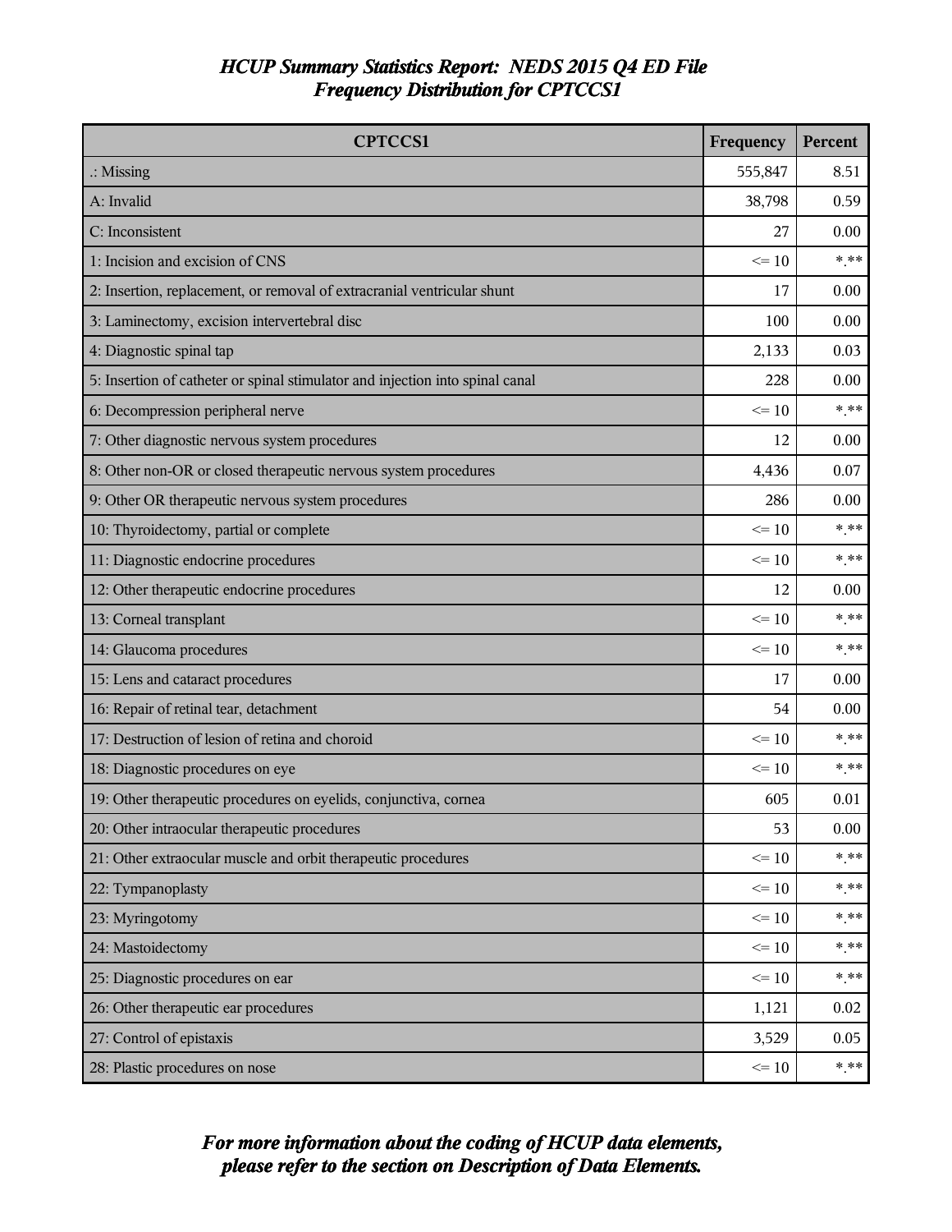# *HCUP Summary Statistics Report: NEDS 2015 Q4 ED File*
## *Frequency Distribution for CPTCCS1*

| CPTCCS1 | Frequency | Percent |
|---|---|---|
| .: Missing | 555,847 | 8.51 |
| A: Invalid | 38,798 | 0.59 |
| C: Inconsistent | 27 | 0.00 |
| 1: Incision and excision of CNS | <= 10 | *.** |
| 2: Insertion, replacement, or removal of extracranial ventricular shunt | 17 | 0.00 |
| 3: Laminectomy, excision intervertebral disc | 100 | 0.00 |
| 4: Diagnostic spinal tap | 2,133 | 0.03 |
| 5: Insertion of catheter or spinal stimulator and injection into spinal canal | 228 | 0.00 |
| 6: Decompression peripheral nerve | <= 10 | *.** |
| 7: Other diagnostic nervous system procedures | 12 | 0.00 |
| 8: Other non-OR or closed therapeutic nervous system procedures | 4,436 | 0.07 |
| 9: Other OR therapeutic nervous system procedures | 286 | 0.00 |
| 10: Thyroidectomy, partial or complete | <= 10 | *.** |
| 11: Diagnostic endocrine procedures | <= 10 | *.** |
| 12: Other therapeutic endocrine procedures | 12 | 0.00 |
| 13: Corneal transplant | <= 10 | *.** |
| 14: Glaucoma procedures | <= 10 | *.** |
| 15: Lens and cataract procedures | 17 | 0.00 |
| 16: Repair of retinal tear, detachment | 54 | 0.00 |
| 17: Destruction of lesion of retina and choroid | <= 10 | *.** |
| 18: Diagnostic procedures on eye | <= 10 | *.** |
| 19: Other therapeutic procedures on eyelids, conjunctiva, cornea | 605 | 0.01 |
| 20: Other intraocular therapeutic procedures | 53 | 0.00 |
| 21: Other extraocular muscle and orbit therapeutic procedures | <= 10 | *.** |
| 22: Tympanoplasty | <= 10 | *.** |
| 23: Myringotomy | <= 10 | *.** |
| 24: Mastoidectomy | <= 10 | *.** |
| 25: Diagnostic procedures on ear | <= 10 | *.** |
| 26: Other therapeutic ear procedures | 1,121 | 0.02 |
| 27: Control of epistaxis | 3,529 | 0.05 |
| 28: Plastic procedures on nose | <= 10 | *.** |

***For more information about the coding of HCUP data elements, please refer to the section on Description of Data Elements.***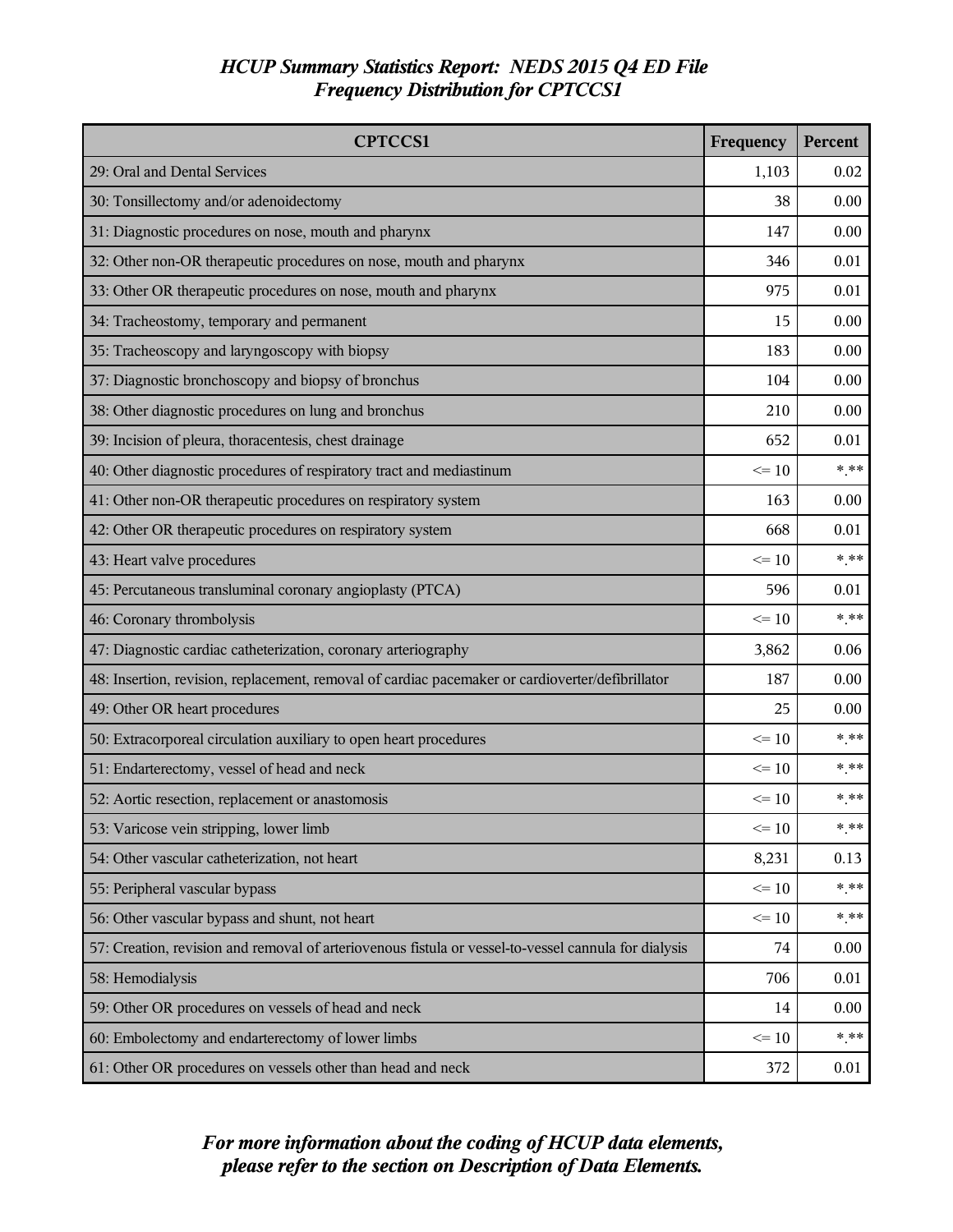*HCUP Summary Statistics Report: NEDS 2015 Q4 ED File*
*Frequency Distribution for CPTCCS1*

| CPTCCS1 | Frequency | Percent |
|---|---|---|
| 29: Oral and Dental Services | 1,103 | 0.02 |
| 30: Tonsillectomy and/or adenoidectomy | 38 | 0.00 |
| 31: Diagnostic procedures on nose, mouth and pharynx | 147 | 0.00 |
| 32: Other non-OR therapeutic procedures on nose, mouth and pharynx | 346 | 0.01 |
| 33: Other OR therapeutic procedures on nose, mouth and pharynx | 975 | 0.01 |
| 34: Tracheostomy, temporary and permanent | 15 | 0.00 |
| 35: Tracheoscopy and laryngoscopy with biopsy | 183 | 0.00 |
| 37: Diagnostic bronchoscopy and biopsy of bronchus | 104 | 0.00 |
| 38: Other diagnostic procedures on lung and bronchus | 210 | 0.00 |
| 39: Incision of pleura, thoracentesis, chest drainage | 652 | 0.01 |
| 40: Other diagnostic procedures of respiratory tract and mediastinum | <= 10 | *.** |
| 41: Other non-OR therapeutic procedures on respiratory system | 163 | 0.00 |
| 42: Other OR therapeutic procedures on respiratory system | 668 | 0.01 |
| 43: Heart valve procedures | <= 10 | *.** |
| 45: Percutaneous transluminal coronary angioplasty (PTCA) | 596 | 0.01 |
| 46: Coronary thrombolysis | <= 10 | *.** |
| 47: Diagnostic cardiac catheterization, coronary arteriography | 3,862 | 0.06 |
| 48: Insertion, revision, replacement, removal of cardiac pacemaker or cardioverter/defibrillator | 187 | 0.00 |
| 49: Other OR heart procedures | 25 | 0.00 |
| 50: Extracorporeal circulation auxiliary to open heart procedures | <= 10 | *.** |
| 51: Endarterectomy, vessel of head and neck | <= 10 | *.** |
| 52: Aortic resection, replacement or anastomosis | <= 10 | *.** |
| 53: Varicose vein stripping, lower limb | <= 10 | *.** |
| 54: Other vascular catheterization, not heart | 8,231 | 0.13 |
| 55: Peripheral vascular bypass | <= 10 | *.** |
| 56: Other vascular bypass and shunt, not heart | <= 10 | *.** |
| 57: Creation, revision and removal of arteriovenous fistula or vessel-to-vessel cannula for dialysis | 74 | 0.00 |
| 58: Hemodialysis | 706 | 0.01 |
| 59: Other OR procedures on vessels of head and neck | 14 | 0.00 |
| 60: Embolectomy and endarterectomy of lower limbs | <= 10 | *.** |
| 61: Other OR procedures on vessels other than head and neck | 372 | 0.01 |

*For more information about the coding of HCUP data elements, please refer to the section on Description of Data Elements.*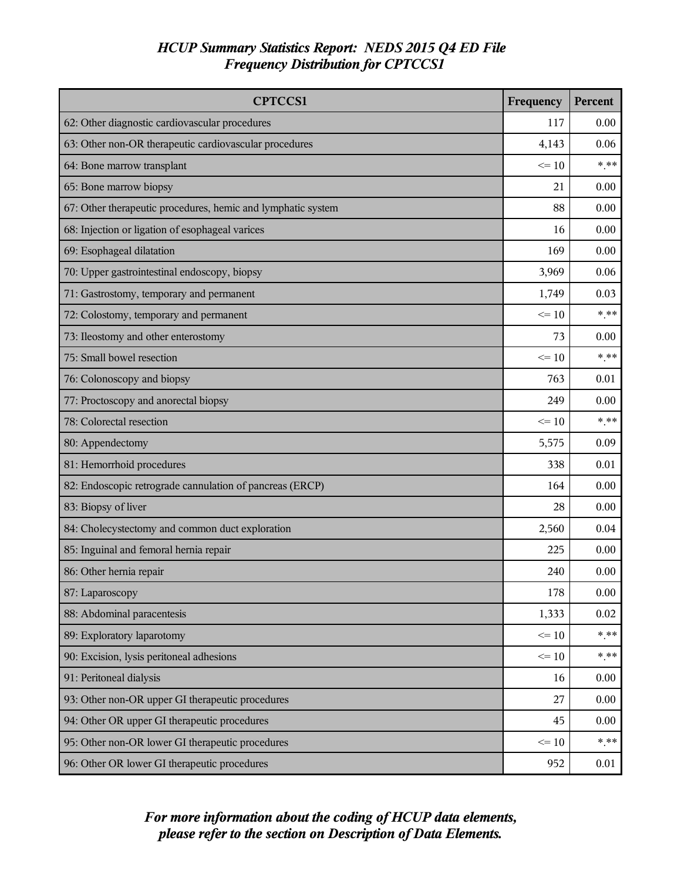# *HCUP Summary Statistics Report: NEDS 2015 Q4 ED File*
## *Frequency Distribution for CPTCCS1*

| CPTCCS1 | Frequency | Percent |
|---|---|---|
| 62: Other diagnostic cardiovascular procedures | 117 | 0.00 |
| 63: Other non-OR therapeutic cardiovascular procedures | 4,143 | 0.06 |
| 64: Bone marrow transplant | <= 10 | *.** |
| 65: Bone marrow biopsy | 21 | 0.00 |
| 67: Other therapeutic procedures, hemic and lymphatic system | 88 | 0.00 |
| 68: Injection or ligation of esophageal varices | 16 | 0.00 |
| 69: Esophageal dilatation | 169 | 0.00 |
| 70: Upper gastrointestinal endoscopy, biopsy | 3,969 | 0.06 |
| 71: Gastrostomy, temporary and permanent | 1,749 | 0.03 |
| 72: Colostomy, temporary and permanent | <= 10 | *.** |
| 73: Ileostomy and other enterostomy | 73 | 0.00 |
| 75: Small bowel resection | <= 10 | *.** |
| 76: Colonoscopy and biopsy | 763 | 0.01 |
| 77: Proctoscopy and anorectal biopsy | 249 | 0.00 |
| 78: Colorectal resection | <= 10 | *.** |
| 80: Appendectomy | 5,575 | 0.09 |
| 81: Hemorrhoid procedures | 338 | 0.01 |
| 82: Endoscopic retrograde cannulation of pancreas (ERCP) | 164 | 0.00 |
| 83: Biopsy of liver | 28 | 0.00 |
| 84: Cholecystectomy and common duct exploration | 2,560 | 0.04 |
| 85: Inguinal and femoral hernia repair | 225 | 0.00 |
| 86: Other hernia repair | 240 | 0.00 |
| 87: Laparoscopy | 178 | 0.00 |
| 88: Abdominal paracentesis | 1,333 | 0.02 |
| 89: Exploratory laparotomy | <= 10 | *.** |
| 90: Excision, lysis peritoneal adhesions | <= 10 | *.** |
| 91: Peritoneal dialysis | 16 | 0.00 |
| 93: Other non-OR upper GI therapeutic procedures | 27 | 0.00 |
| 94: Other OR upper GI therapeutic procedures | 45 | 0.00 |
| 95: Other non-OR lower GI therapeutic procedures | <= 10 | *.** |
| 96: Other OR lower GI therapeutic procedures | 952 | 0.01 |

***For more information about the coding of HCUP data elements, please refer to the section on Description of Data Elements.***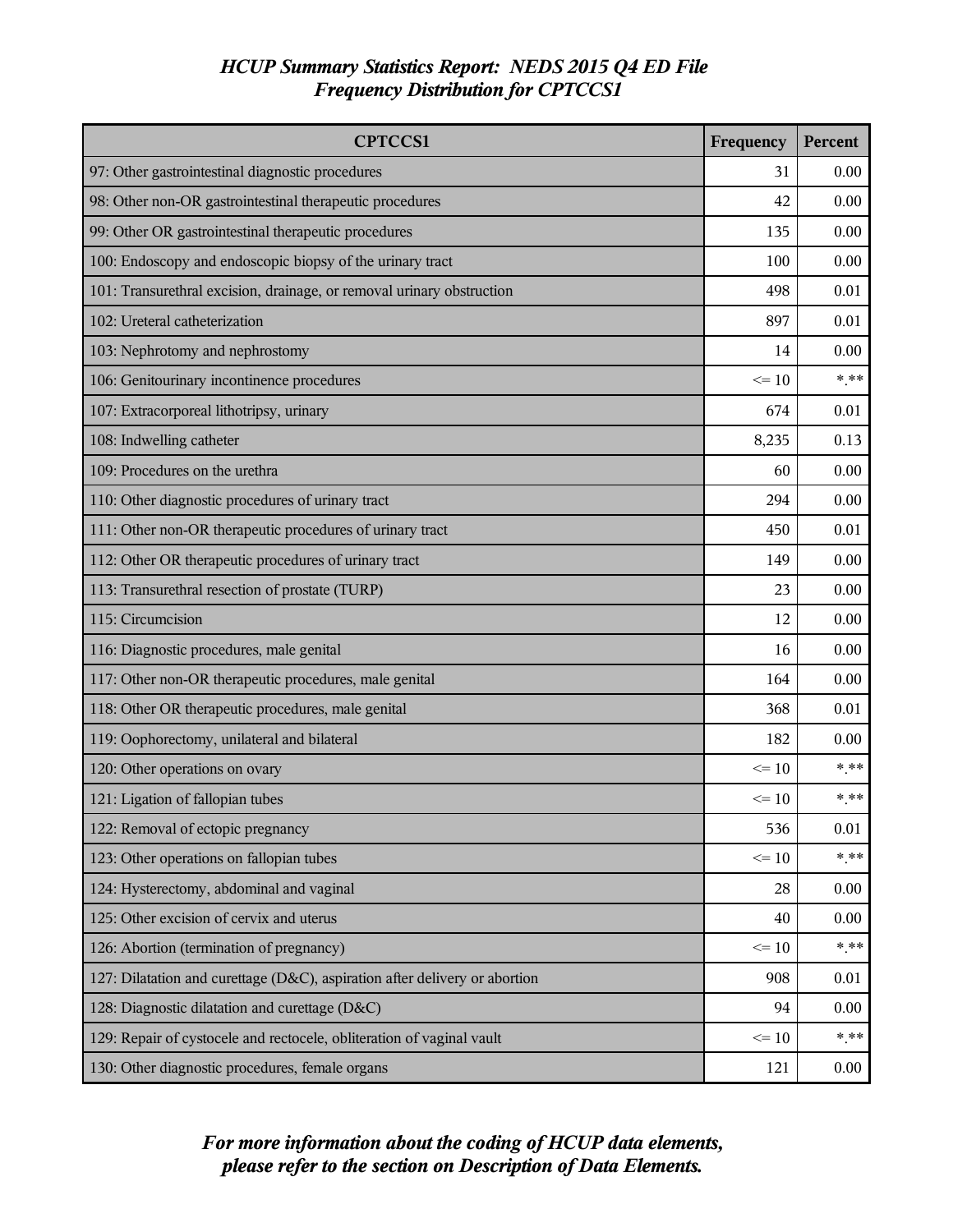# HCUP Summary Statistics Report: NEDS 2015 Q4 ED File
## Frequency Distribution for CPTCCS1

| CPTCCS1 | Frequency | Percent |
|---|---|---|
| 97: Other gastrointestinal diagnostic procedures | 31 | 0.00 |
| 98: Other non-OR gastrointestinal therapeutic procedures | 42 | 0.00 |
| 99: Other OR gastrointestinal therapeutic procedures | 135 | 0.00 |
| 100: Endoscopy and endoscopic biopsy of the urinary tract | 100 | 0.00 |
| 101: Transurethral excision, drainage, or removal urinary obstruction | 498 | 0.01 |
| 102: Ureteral catheterization | 897 | 0.01 |
| 103: Nephrotomy and nephrostomy | 14 | 0.00 |
| 106: Genitourinary incontinence procedures | <= 10 | *.** |
| 107: Extracorporeal lithotripsy, urinary | 674 | 0.01 |
| 108: Indwelling catheter | 8,235 | 0.13 |
| 109: Procedures on the urethra | 60 | 0.00 |
| 110: Other diagnostic procedures of urinary tract | 294 | 0.00 |
| 111: Other non-OR therapeutic procedures of urinary tract | 450 | 0.01 |
| 112: Other OR therapeutic procedures of urinary tract | 149 | 0.00 |
| 113: Transurethral resection of prostate (TURP) | 23 | 0.00 |
| 115: Circumcision | 12 | 0.00 |
| 116: Diagnostic procedures, male genital | 16 | 0.00 |
| 117: Other non-OR therapeutic procedures, male genital | 164 | 0.00 |
| 118: Other OR therapeutic procedures, male genital | 368 | 0.01 |
| 119: Oophorectomy, unilateral and bilateral | 182 | 0.00 |
| 120: Other operations on ovary | <= 10 | *.** |
| 121: Ligation of fallopian tubes | <= 10 | *.** |
| 122: Removal of ectopic pregnancy | 536 | 0.01 |
| 123: Other operations on fallopian tubes | <= 10 | *.** |
| 124: Hysterectomy, abdominal and vaginal | 28 | 0.00 |
| 125: Other excision of cervix and uterus | 40 | 0.00 |
| 126: Abortion (termination of pregnancy) | <= 10 | *.** |
| 127: Dilatation and curettage (D&C), aspiration after delivery or abortion | 908 | 0.01 |
| 128: Diagnostic dilatation and curettage (D&C) | 94 | 0.00 |
| 129: Repair of cystocele and rectocele, obliteration of vaginal vault | <= 10 | *.** |
| 130: Other diagnostic procedures, female organs | 121 | 0.00 |

*For more information about the coding of HCUP data elements, please refer to the section on Description of Data Elements.*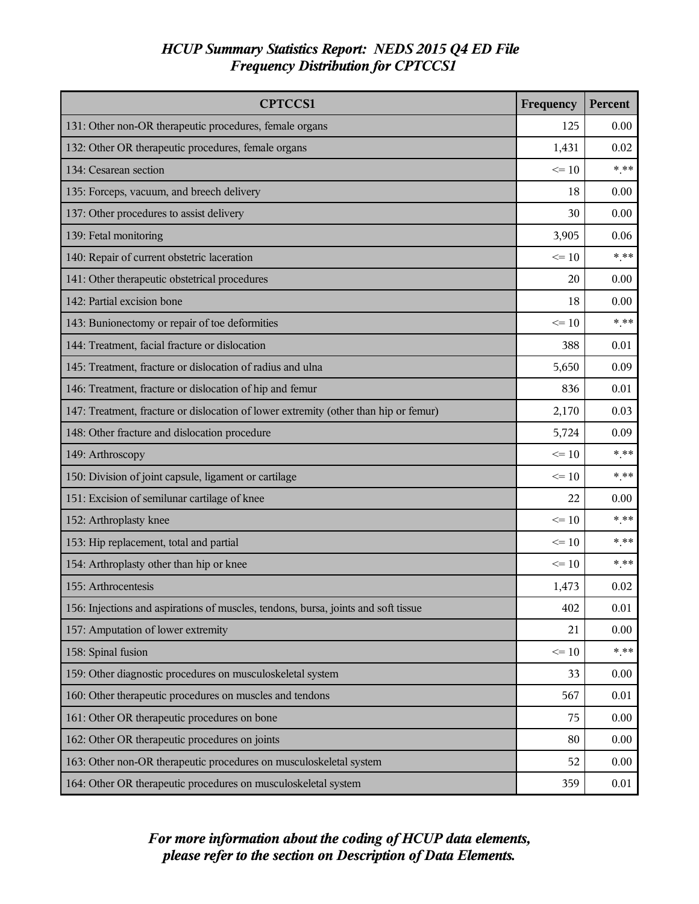# HCUP Summary Statistics Report: NEDS 2015 Q4 ED File
## Frequency Distribution for CPTCCS1

| CPTCCS1 | Frequency | Percent |
|---|---|---|
| 131: Other non-OR therapeutic procedures, female organs | 125 | 0.00 |
| 132: Other OR therapeutic procedures, female organs | 1,431 | 0.02 |
| 134: Cesarean section | <= 10 | *.** |
| 135: Forceps, vacuum, and breech delivery | 18 | 0.00 |
| 137: Other procedures to assist delivery | 30 | 0.00 |
| 139: Fetal monitoring | 3,905 | 0.06 |
| 140: Repair of current obstetric laceration | <= 10 | *.** |
| 141: Other therapeutic obstetrical procedures | 20 | 0.00 |
| 142: Partial excision bone | 18 | 0.00 |
| 143: Bunionectomy or repair of toe deformities | <= 10 | *.** |
| 144: Treatment, facial fracture or dislocation | 388 | 0.01 |
| 145: Treatment, fracture or dislocation of radius and ulna | 5,650 | 0.09 |
| 146: Treatment, fracture or dislocation of hip and femur | 836 | 0.01 |
| 147: Treatment, fracture or dislocation of lower extremity (other than hip or femur) | 2,170 | 0.03 |
| 148: Other fracture and dislocation procedure | 5,724 | 0.09 |
| 149: Arthroscopy | <= 10 | *.** |
| 150: Division of joint capsule, ligament or cartilage | <= 10 | *.** |
| 151: Excision of semilunar cartilage of knee | 22 | 0.00 |
| 152: Arthroplasty knee | <= 10 | *.** |
| 153: Hip replacement, total and partial | <= 10 | *.** |
| 154: Arthroplasty other than hip or knee | <= 10 | *.** |
| 155: Arthrocentesis | 1,473 | 0.02 |
| 156: Injections and aspirations of muscles, tendons, bursa, joints and soft tissue | 402 | 0.01 |
| 157: Amputation of lower extremity | 21 | 0.00 |
| 158: Spinal fusion | <= 10 | *.** |
| 159: Other diagnostic procedures on musculoskeletal system | 33 | 0.00 |
| 160: Other therapeutic procedures on muscles and tendons | 567 | 0.01 |
| 161: Other OR therapeutic procedures on bone | 75 | 0.00 |
| 162: Other OR therapeutic procedures on joints | 80 | 0.00 |
| 163: Other non-OR therapeutic procedures on musculoskeletal system | 52 | 0.00 |
| 164: Other OR therapeutic procedures on musculoskeletal system | 359 | 0.01 |

*For more information about the coding of HCUP data elements, please refer to the section on Description of Data Elements.*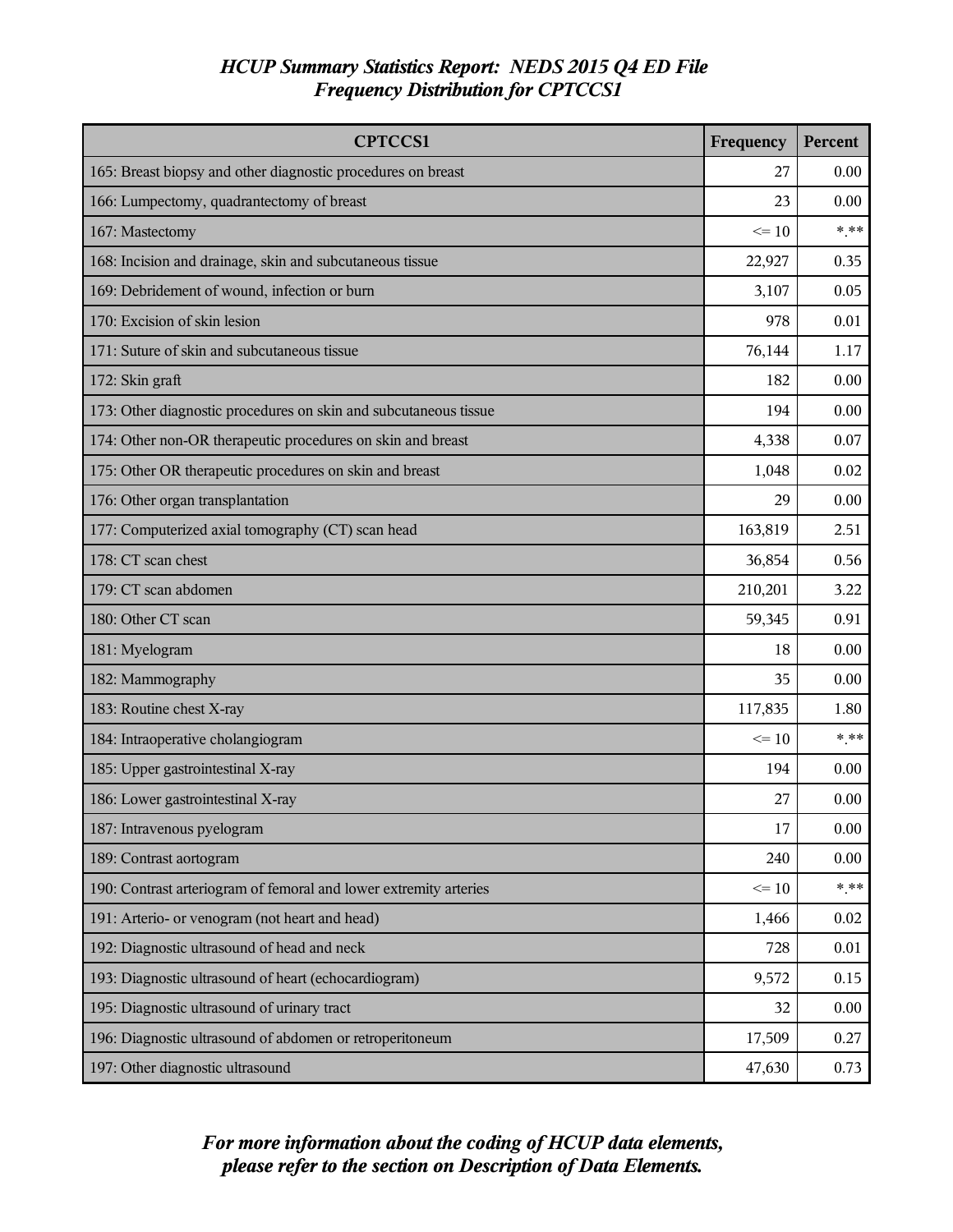# HCUP Summary Statistics Report: NEDS 2015 Q4 ED File
## Frequency Distribution for CPTCCS1

| CPTCCS1 | Frequency | Percent |
|---|---|---|
| 165: Breast biopsy and other diagnostic procedures on breast | 27 | 0.00 |
| 166: Lumpectomy, quadrantectomy of breast | 23 | 0.00 |
| 167: Mastectomy | <= 10 | *.** |
| 168: Incision and drainage, skin and subcutaneous tissue | 22,927 | 0.35 |
| 169: Debridement of wound, infection or burn | 3,107 | 0.05 |
| 170: Excision of skin lesion | 978 | 0.01 |
| 171: Suture of skin and subcutaneous tissue | 76,144 | 1.17 |
| 172: Skin graft | 182 | 0.00 |
| 173: Other diagnostic procedures on skin and subcutaneous tissue | 194 | 0.00 |
| 174: Other non-OR therapeutic procedures on skin and breast | 4,338 | 0.07 |
| 175: Other OR therapeutic procedures on skin and breast | 1,048 | 0.02 |
| 176: Other organ transplantation | 29 | 0.00 |
| 177: Computerized axial tomography (CT) scan head | 163,819 | 2.51 |
| 178: CT scan chest | 36,854 | 0.56 |
| 179: CT scan abdomen | 210,201 | 3.22 |
| 180: Other CT scan | 59,345 | 0.91 |
| 181: Myelogram | 18 | 0.00 |
| 182: Mammography | 35 | 0.00 |
| 183: Routine chest X-ray | 117,835 | 1.80 |
| 184: Intraoperative cholangiogram | <= 10 | *.** |
| 185: Upper gastrointestinal X-ray | 194 | 0.00 |
| 186: Lower gastrointestinal X-ray | 27 | 0.00 |
| 187: Intravenous pyelogram | 17 | 0.00 |
| 189: Contrast aortogram | 240 | 0.00 |
| 190: Contrast arteriogram of femoral and lower extremity arteries | <= 10 | *.** |
| 191: Arterio- or venogram (not heart and head) | 1,466 | 0.02 |
| 192: Diagnostic ultrasound of head and neck | 728 | 0.01 |
| 193: Diagnostic ultrasound of heart (echocardiogram) | 9,572 | 0.15 |
| 195: Diagnostic ultrasound of urinary tract | 32 | 0.00 |
| 196: Diagnostic ultrasound of abdomen or retroperitoneum | 17,509 | 0.27 |
| 197: Other diagnostic ultrasound | 47,630 | 0.73 |

*For more information about the coding of HCUP data elements, please refer to the section on Description of Data Elements.*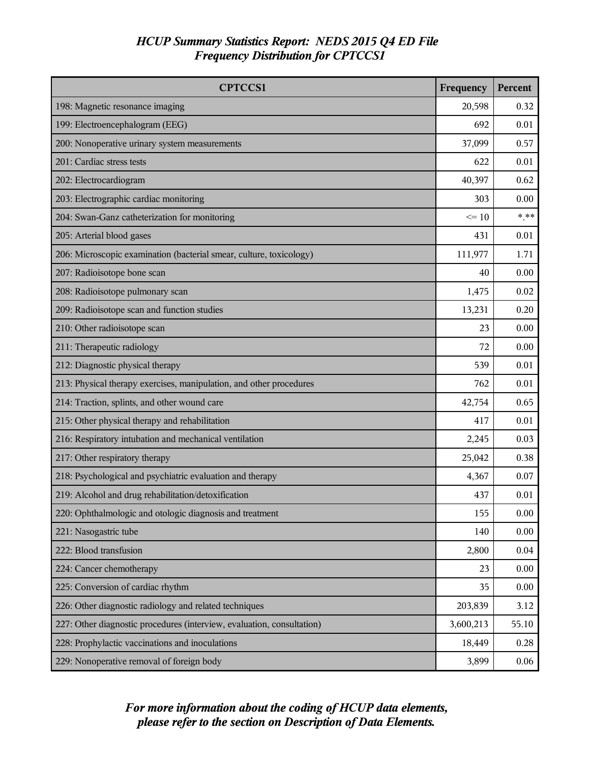# *HCUP Summary Statistics Report: NEDS 2015 Q4 ED File*
## *Frequency Distribution for CPTCCS1*

| CPTCCS1 | Frequency | Percent |
|---|---|---|
| 198: Magnetic resonance imaging | 20,598 | 0.32 |
| 199: Electroencephalogram (EEG) | 692 | 0.01 |
| 200: Nonoperative urinary system measurements | 37,099 | 0.57 |
| 201: Cardiac stress tests | 622 | 0.01 |
| 202: Electrocardiogram | 40,397 | 0.62 |
| 203: Electrographic cardiac monitoring | 303 | 0.00 |
| 204: Swan-Ganz catheterization for monitoring | <= 10 | *.** |
| 205: Arterial blood gases | 431 | 0.01 |
| 206: Microscopic examination (bacterial smear, culture, toxicology) | 111,977 | 1.71 |
| 207: Radioisotope bone scan | 40 | 0.00 |
| 208: Radioisotope pulmonary scan | 1,475 | 0.02 |
| 209: Radioisotope scan and function studies | 13,231 | 0.20 |
| 210: Other radioisotope scan | 23 | 0.00 |
| 211: Therapeutic radiology | 72 | 0.00 |
| 212: Diagnostic physical therapy | 539 | 0.01 |
| 213: Physical therapy exercises, manipulation, and other procedures | 762 | 0.01 |
| 214: Traction, splints, and other wound care | 42,754 | 0.65 |
| 215: Other physical therapy and rehabilitation | 417 | 0.01 |
| 216: Respiratory intubation and mechanical ventilation | 2,245 | 0.03 |
| 217: Other respiratory therapy | 25,042 | 0.38 |
| 218: Psychological and psychiatric evaluation and therapy | 4,367 | 0.07 |
| 219: Alcohol and drug rehabilitation/detoxification | 437 | 0.01 |
| 220: Ophthalmologic and otologic diagnosis and treatment | 155 | 0.00 |
| 221: Nasogastric tube | 140 | 0.00 |
| 222: Blood transfusion | 2,800 | 0.04 |
| 224: Cancer chemotherapy | 23 | 0.00 |
| 225: Conversion of cardiac rhythm | 35 | 0.00 |
| 226: Other diagnostic radiology and related techniques | 203,839 | 3.12 |
| 227: Other diagnostic procedures (interview, evaluation, consultation) | 3,600,213 | 55.10 |
| 228: Prophylactic vaccinations and inoculations | 18,449 | 0.28 |
| 229: Nonoperative removal of foreign body | 3,899 | 0.06 |

***For more information about the coding of HCUP data elements, please refer to the section on Description of Data Elements.***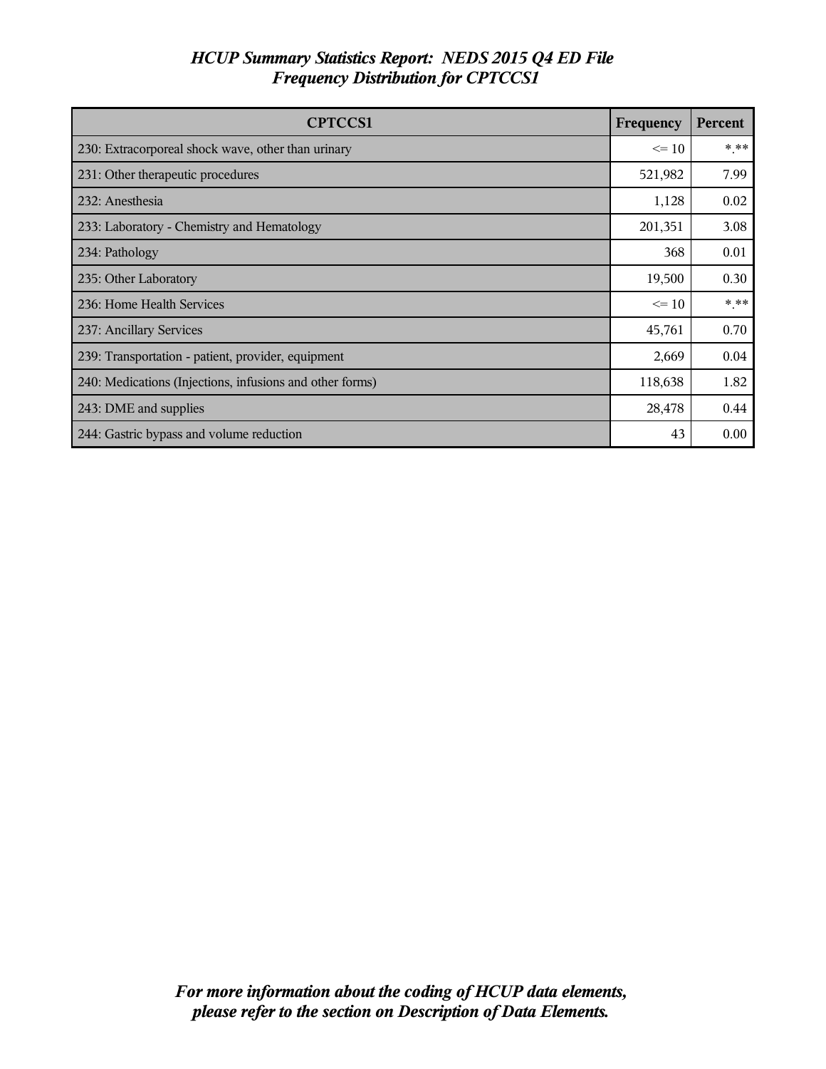# HCUP Summary Statistics Report: NEDS 2015 Q4 ED File
## Frequency Distribution for CPTCCS1

| CPTCCS1 | Frequency | Percent |
|---|---|---|
| 230: Extracorporeal shock wave, other than urinary | <= 10 | *.** |
| 231: Other therapeutic procedures | 521,982 | 7.99 |
| 232: Anesthesia | 1,128 | 0.02 |
| 233: Laboratory - Chemistry and Hematology | 201,351 | 3.08 |
| 234: Pathology | 368 | 0.01 |
| 235: Other Laboratory | 19,500 | 0.30 |
| 236: Home Health Services | <= 10 | *.** |
| 237: Ancillary Services | 45,761 | 0.70 |
| 239: Transportation - patient, provider, equipment | 2,669 | 0.04 |
| 240: Medications (Injections, infusions and other forms) | 118,638 | 1.82 |
| 243: DME and supplies | 28,478 | 0.44 |
| 244: Gastric bypass and volume reduction | 43 | 0.00 |

*For more information about the coding of HCUP data elements, please refer to the section on Description of Data Elements.*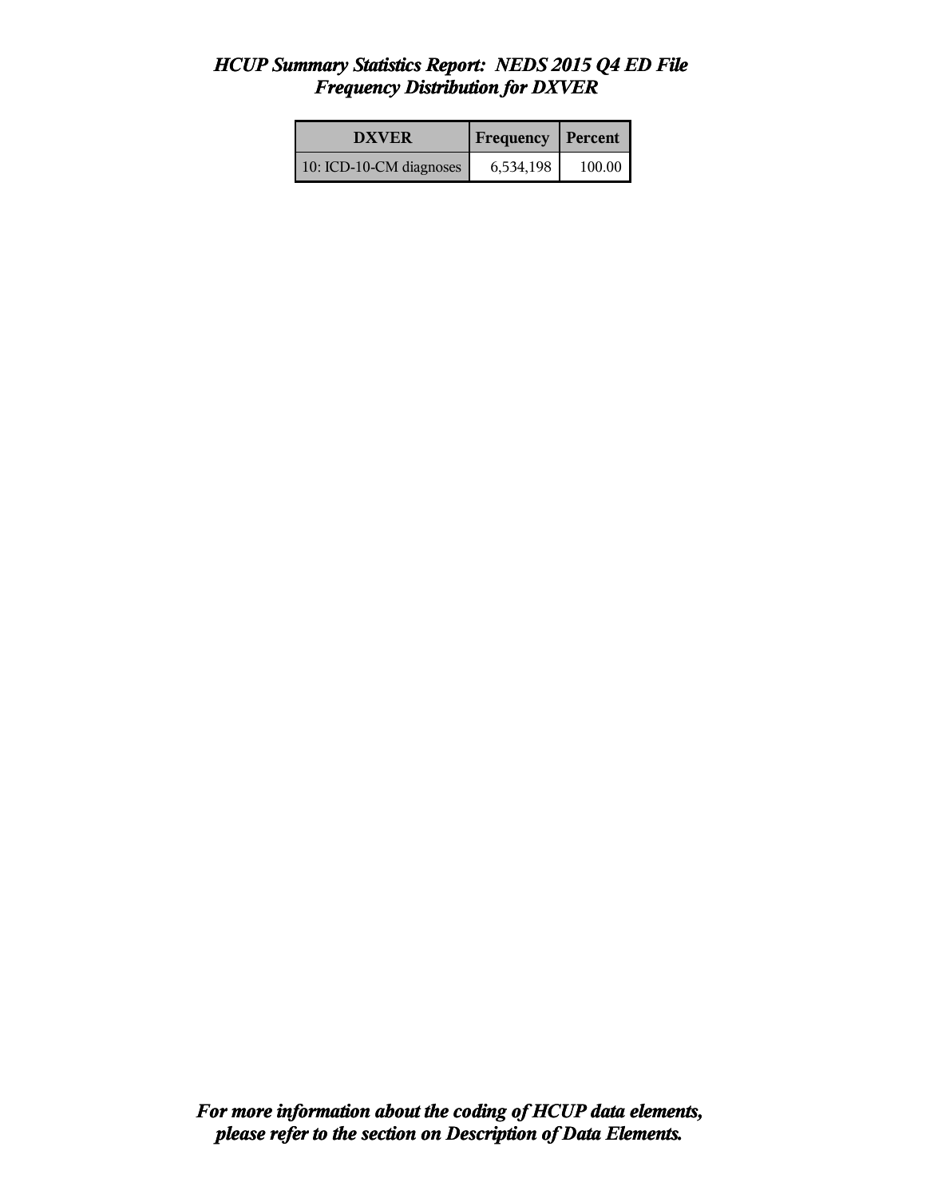# *HCUP Summary Statistics Report: NEDS 2015 Q4 ED File*
## *Frequency Distribution for DXVER*

| DXVER | Frequency | Percent |
|---|---|---|
| 10: ICD-10-CM diagnoses | 6,534,198 | 100.00 |

***For more information about the coding of HCUP data elements, please refer to the section on Description of Data Elements.***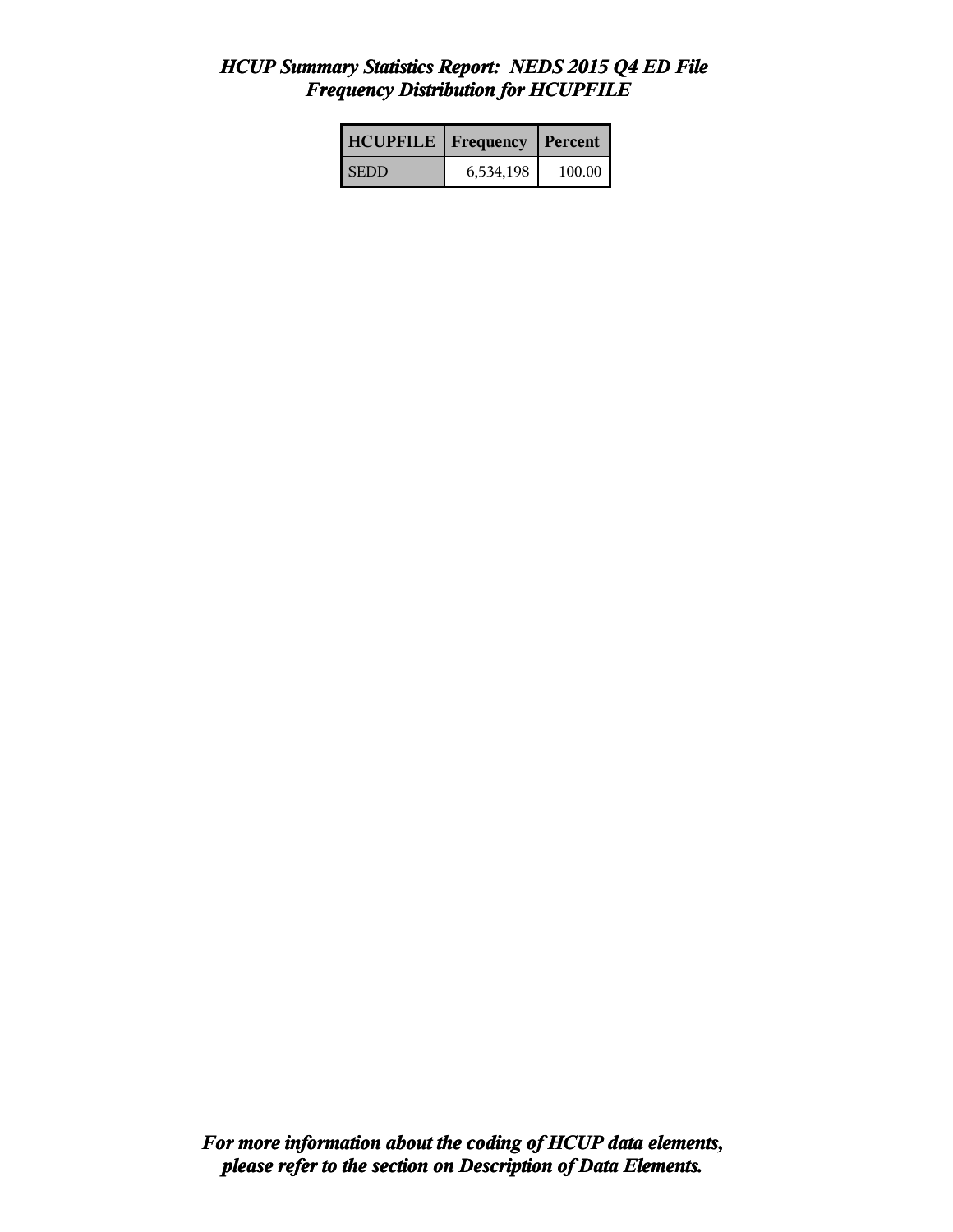*HCUP Summary Statistics Report: NEDS 2015 Q4 ED File*
*Frequency Distribution for HCUPFILE*

| HCUPFILE | Frequency | Percent |
|---|---|---|
| SEDD | 6,534,198 | 100.00 |

***For more information about the coding of HCUP data elements, please refer to the section on Description of Data Elements.***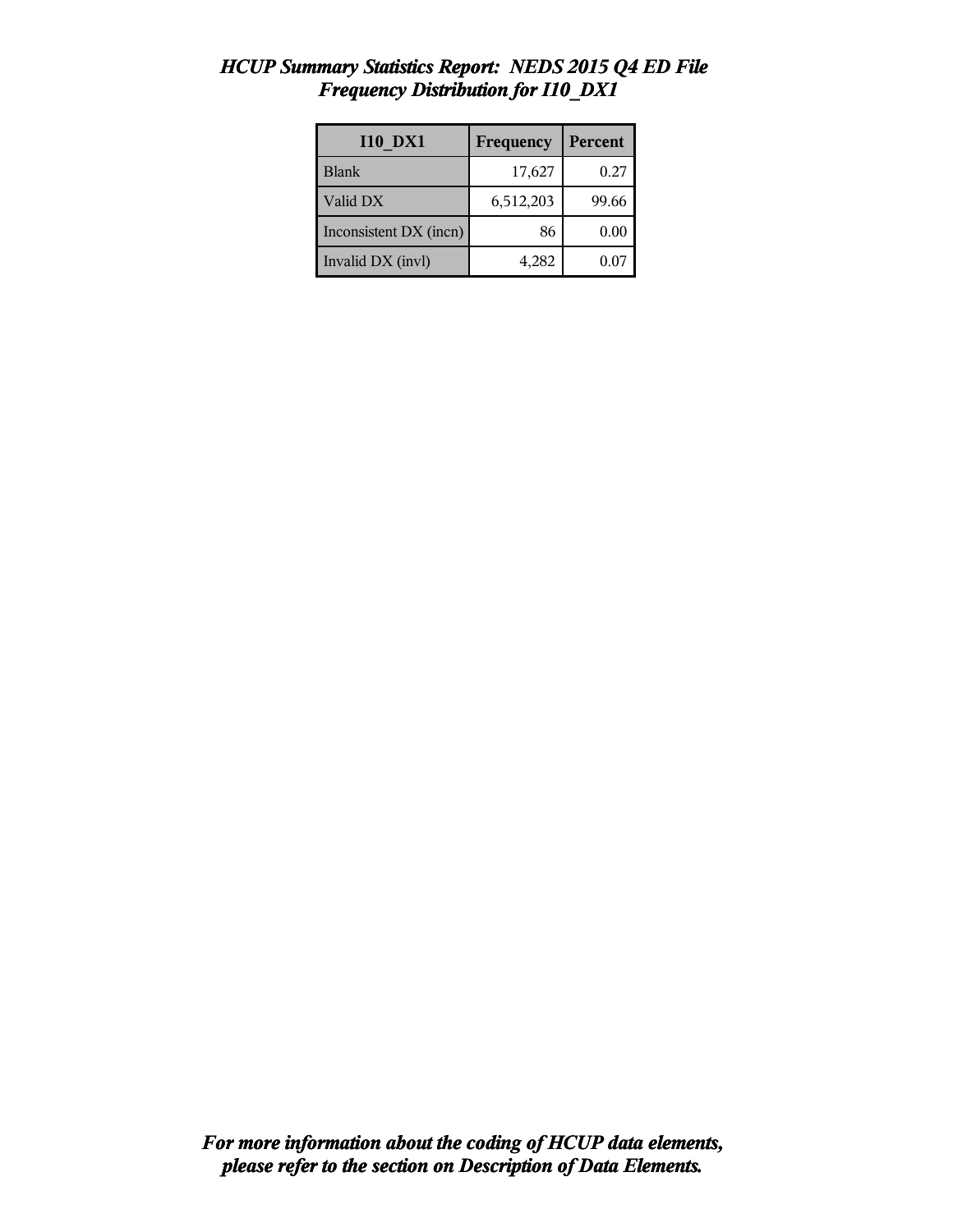## *HCUP Summary Statistics Report: NEDS 2015 Q4 ED File*
## *Frequency Distribution for I10_DX1*

| I10_DX1 | Frequency | Percent |
|---|---|---|
| Blank | 17,627 | 0.27 |
| Valid DX | 6,512,203 | 99.66 |
| Inconsistent DX (incn) | 86 | 0.00 |
| Invalid DX (invl) | 4,282 | 0.07 |

***For more information about the coding of HCUP data elements, please refer to the section on Description of Data Elements.***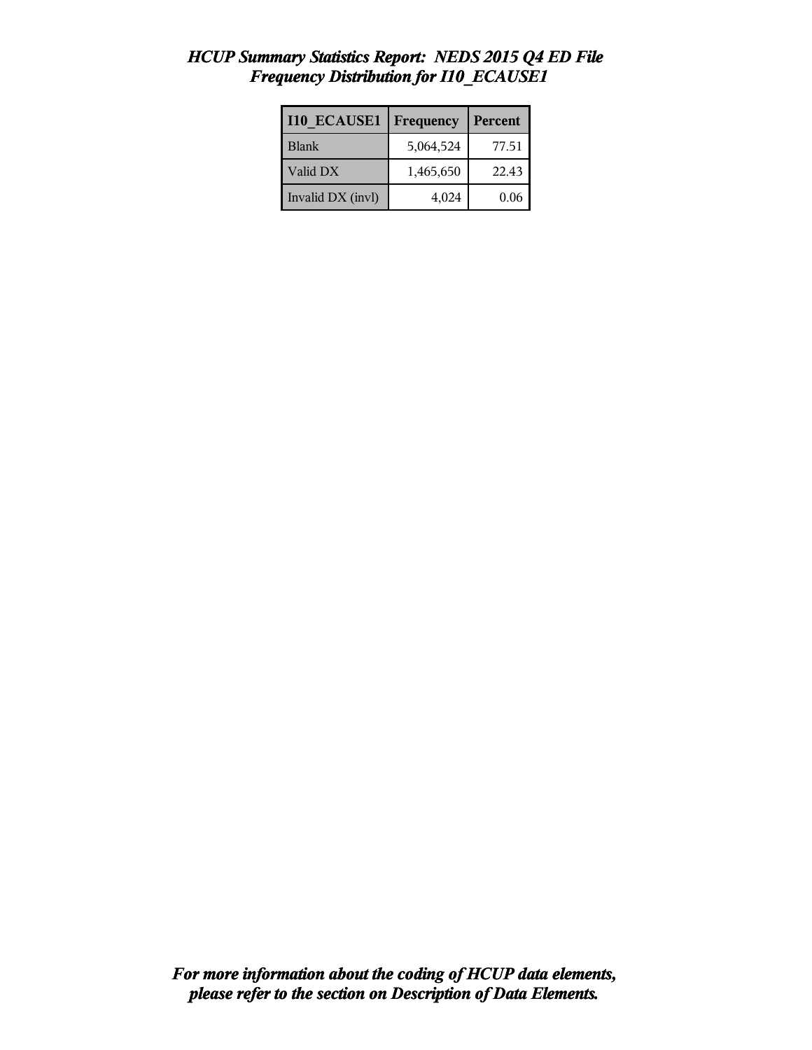# *HCUP Summary Statistics Report: NEDS 2015 Q4 ED File*
## *Frequency Distribution for I10_ECAUSE1*

| I10_ECAUSE1 | Frequency | Percent |
|---|---|---|
| Blank | 5,064,524 | 77.51 |
| Valid DX | 1,465,650 | 22.43 |
| Invalid DX (invl) | 4,024 | 0.06 |

***For more information about the coding of HCUP data elements, please refer to the section on Description of Data Elements.***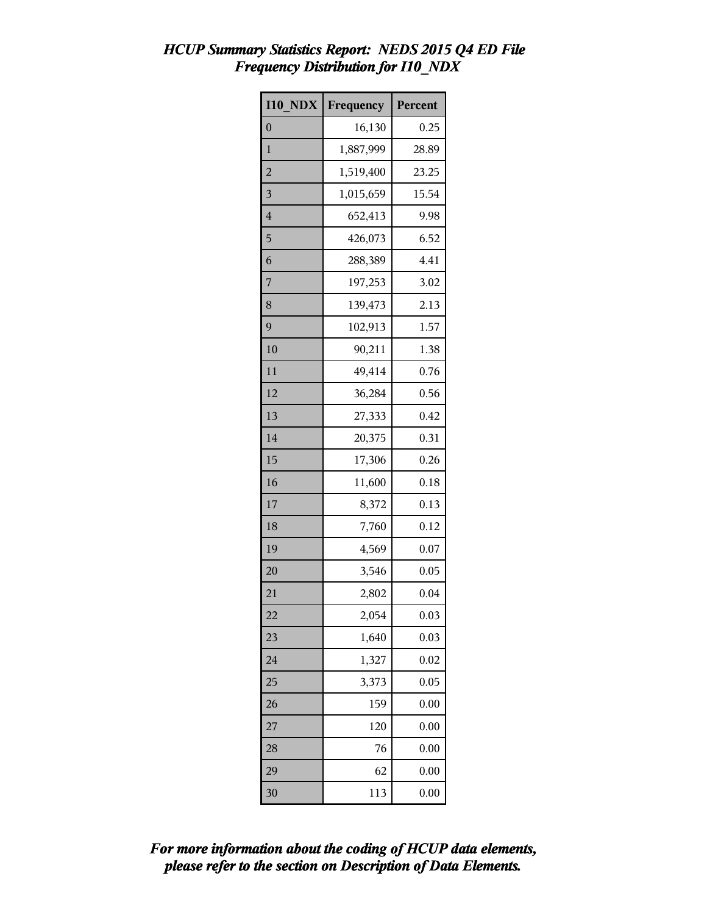# *HCUP Summary Statistics Report: NEDS 2015 Q4 ED File*
## *Frequency Distribution for I10_NDX*

| I10_NDX | Frequency | Percent |
|---|---|---|
| 0 | 16,130 | 0.25 |
| 1 | 1,887,999 | 28.89 |
| 2 | 1,519,400 | 23.25 |
| 3 | 1,015,659 | 15.54 |
| 4 | 652,413 | 9.98 |
| 5 | 426,073 | 6.52 |
| 6 | 288,389 | 4.41 |
| 7 | 197,253 | 3.02 |
| 8 | 139,473 | 2.13 |
| 9 | 102,913 | 1.57 |
| 10 | 90,211 | 1.38 |
| 11 | 49,414 | 0.76 |
| 12 | 36,284 | 0.56 |
| 13 | 27,333 | 0.42 |
| 14 | 20,375 | 0.31 |
| 15 | 17,306 | 0.26 |
| 16 | 11,600 | 0.18 |
| 17 | 8,372 | 0.13 |
| 18 | 7,760 | 0.12 |
| 19 | 4,569 | 0.07 |
| 20 | 3,546 | 0.05 |
| 21 | 2,802 | 0.04 |
| 22 | 2,054 | 0.03 |
| 23 | 1,640 | 0.03 |
| 24 | 1,327 | 0.02 |
| 25 | 3,373 | 0.05 |
| 26 | 159 | 0.00 |
| 27 | 120 | 0.00 |
| 28 | 76 | 0.00 |
| 29 | 62 | 0.00 |
| 30 | 113 | 0.00 |

***For more information about the coding of HCUP data elements, please refer to the section on Description of Data Elements.***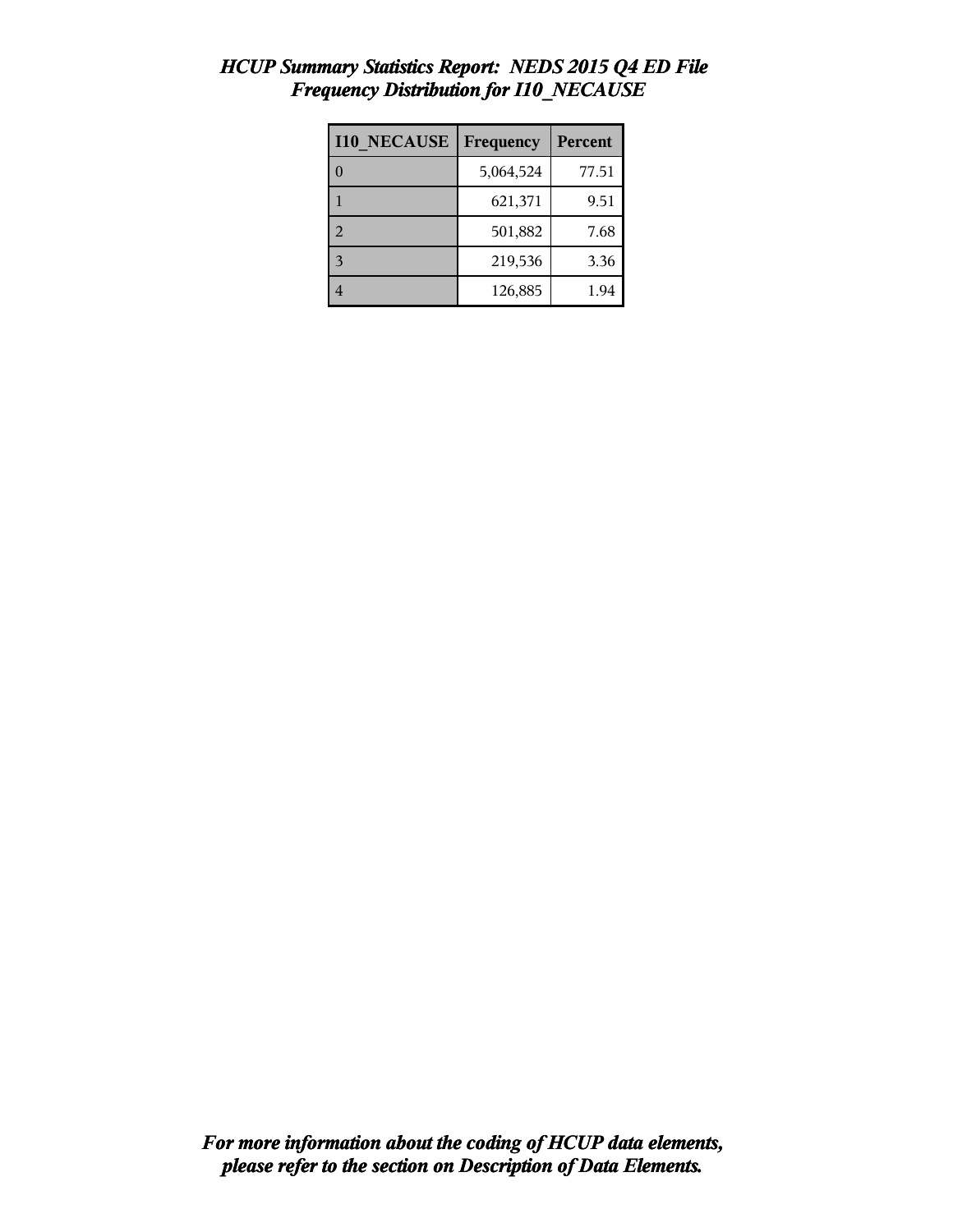# *HCUP Summary Statistics Report: NEDS 2015 Q4 ED File*
## *Frequency Distribution for I10_NECAUSE*

| I10_NECAUSE | Frequency | Percent |
|---|---|---|
| 0 | 5,064,524 | 77.51 |
| 1 | 621,371 | 9.51 |
| 2 | 501,882 | 7.68 |
| 3 | 219,536 | 3.36 |
| 4 | 126,885 | 1.94 |

***For more information about the coding of HCUP data elements, please refer to the section on Description of Data Elements.***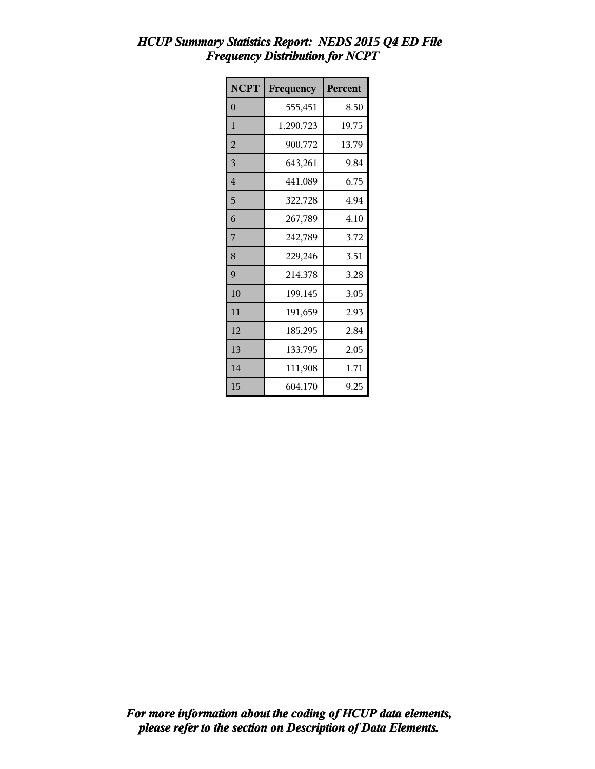# *HCUP Summary Statistics Report: NEDS 2015 Q4 ED File*
## *Frequency Distribution for NCPT*

| NCPT | Frequency | Percent |
|---|---|---|
| 0 | 555,451 | 8.50 |
| 1 | 1,290,723 | 19.75 |
| 2 | 900,772 | 13.79 |
| 3 | 643,261 | 9.84 |
| 4 | 441,089 | 6.75 |
| 5 | 322,728 | 4.94 |
| 6 | 267,789 | 4.10 |
| 7 | 242,789 | 3.72 |
| 8 | 229,246 | 3.51 |
| 9 | 214,378 | 3.28 |
| 10 | 199,145 | 3.05 |
| 11 | 191,659 | 2.93 |
| 12 | 185,295 | 2.84 |
| 13 | 133,795 | 2.05 |
| 14 | 111,908 | 1.71 |
| 15 | 604,170 | 9.25 |

***For more information about the coding of HCUP data elements, please refer to the section on Description of Data Elements.***